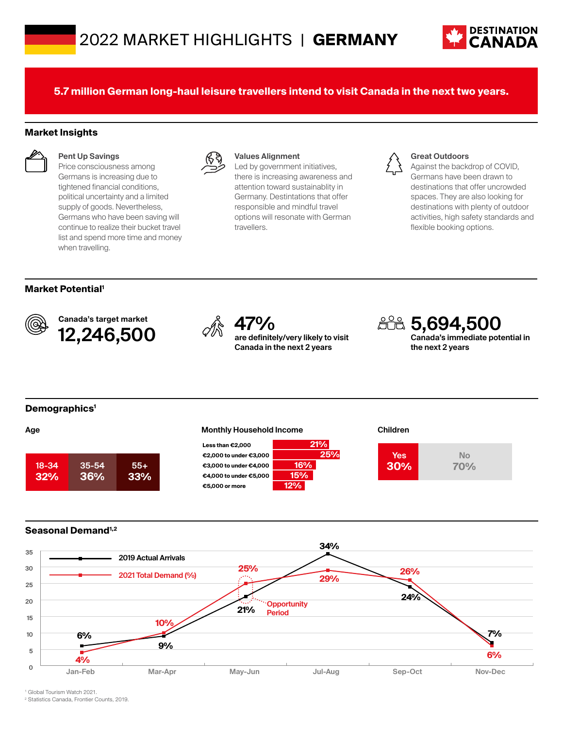# 2022 MARKET HIGHLIGHTS | GERMANY

DESTINATION CANADA

**5.7 million German long-haul leisure travellers intend to visit Canada in the next two years.**

## Market Insights

**Pent Up Savings**
Price consciousness among Germans is increasing due to tightened financial conditions, political uncertainty and a limited supply of goods. Nevertheless, Germans who have been saving will continue to realize their bucket travel list and spend more time and money when travelling.

**Values Alignment**
Led by government initiatives, there is increasing awareness and attention toward sustainablity in Germany. Destintations that offer responsible and mindful travel options will resonate with German travellers.

**Great Outdoors**
Against the backdrop of COVID, Germans have been drawn to destinations that offer uncrowded spaces. They are also looking for destinations with plenty of outdoor activities, high safety standards and flexible booking options.

## Market Potential[1]

**Canada's target market**
**12,246,500**

**47%**
are definitely/very likely to visit Canada in the next 2 years

**5,694,500**
Canada's immediate potential in the next 2 years

## Demographics[1]

**Age**

| 18-34 | 35-54 | 55+ |
|---|---|---|
| 32% | 36% | 33% |

**Monthly Household Income**

| Income | % |
|---|---|
| Less than €2,000 | 21% |
| €2,000 to under €3,000 | 25% |
| €3,000 to under €4,000 | 16% |
| €4,000 to under €5,000 | 15% |
| €5,000 or more | 12% |

**Children**

| Yes | No |
|---|---|
| 30% | 70% |

## Seasonal Demand[1,2]

| Period | 2019 Actual Arrivals | 2021 Total Demand (%) |
|---|---|---|
| Jan-Feb | 6% | 4% |
| Mar-Apr | 9% | 10% |
| May-Jun | 21% | 25% |
| Jul-Aug | 34% | 29% |
| Sep-Oct | 24% | 26% |
| Nov-Dec | 7% | 6% |

Opportunity Period (May-Jun)

[1] Global Tourism Watch 2021.
[2] Statistics Canada, Frontier Counts, 2019.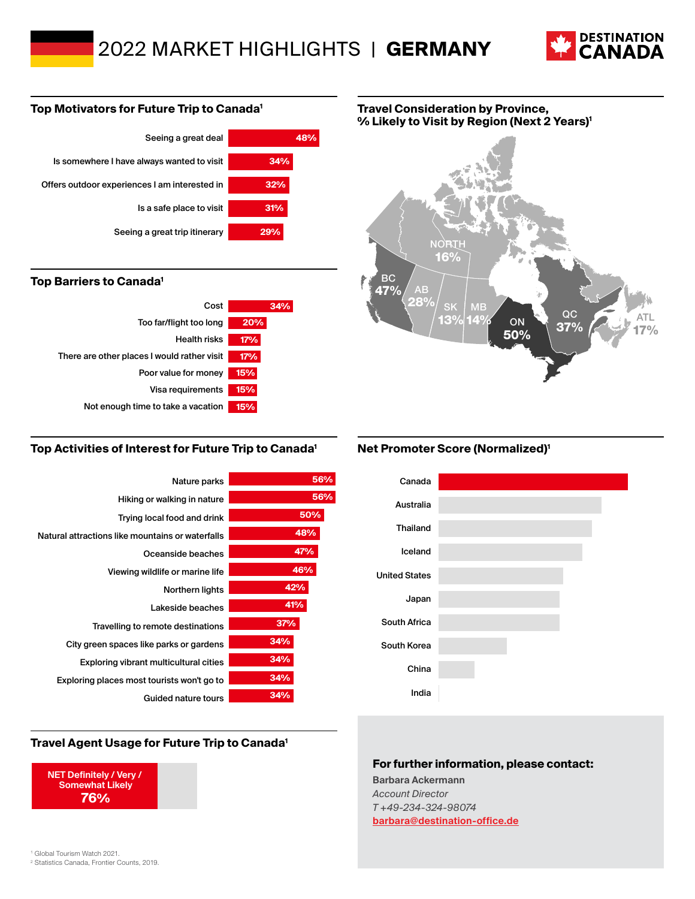# 2022 MARKET HIGHLIGHTS | GERMANY

DESTINATION CANADA

## Top Motivators for Future Trip to Canada[1]

Seeing a great deal 48%
Is somewhere I have always wanted to visit 34%
Offers outdoor experiences I am interested in 32%
Is a safe place to visit 31%
Seeing a great trip itinerary 29%

## Top Barriers to Canada[1]

Cost 34%
Too far/flight too long 20%
Health risks 17%
There are other places I would rather visit 17%
Poor value for money 15%
Visa requirements 15%
Not enough time to take a vacation 15%

## Travel Consideration by Province, % Likely to Visit by Region (Next 2 Years)[1]

NORTH 16%
BC 47%
AB 28%
SK 13%
MB 14%
ON 50%
QC 37%
ATL 17%

## Top Activities of Interest for Future Trip to Canada[1]

Nature parks 56%
Hiking or walking in nature 56%
Trying local food and drink 50%
Natural attractions like mountains or waterfalls 48%
Oceanside beaches 47%
Viewing wildlife or marine life 46%
Northern lights 42%
Lakeside beaches 41%
Travelling to remote destinations 37%
City green spaces like parks or gardens 34%
Exploring vibrant multicultural cities 34%
Exploring places most tourists won't go to 34%
Guided nature tours 34%

## Net Promoter Score (Normalized)[1]

Canada
Australia
Thailand
Iceland
United States
Japan
South Africa
South Korea
China
India

## Travel Agent Usage for Future Trip to Canada[1]

NET Definitely / Very / Somewhat Likely
76%

**For further information, please contact:**

**Barbara Ackermann**
*Account Director*
*T +49-234-324-98074*
barbara@destination-office.de

[1] Global Tourism Watch 2021.
[2] Statistics Canada, Frontier Counts, 2019.